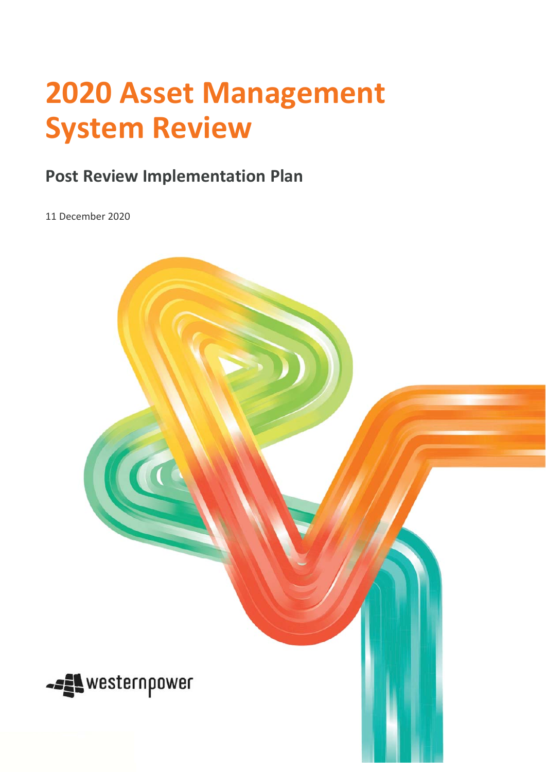# 2020 Asset Management System Review

## Post Review Implementation Plan

11 December 2020

westernpower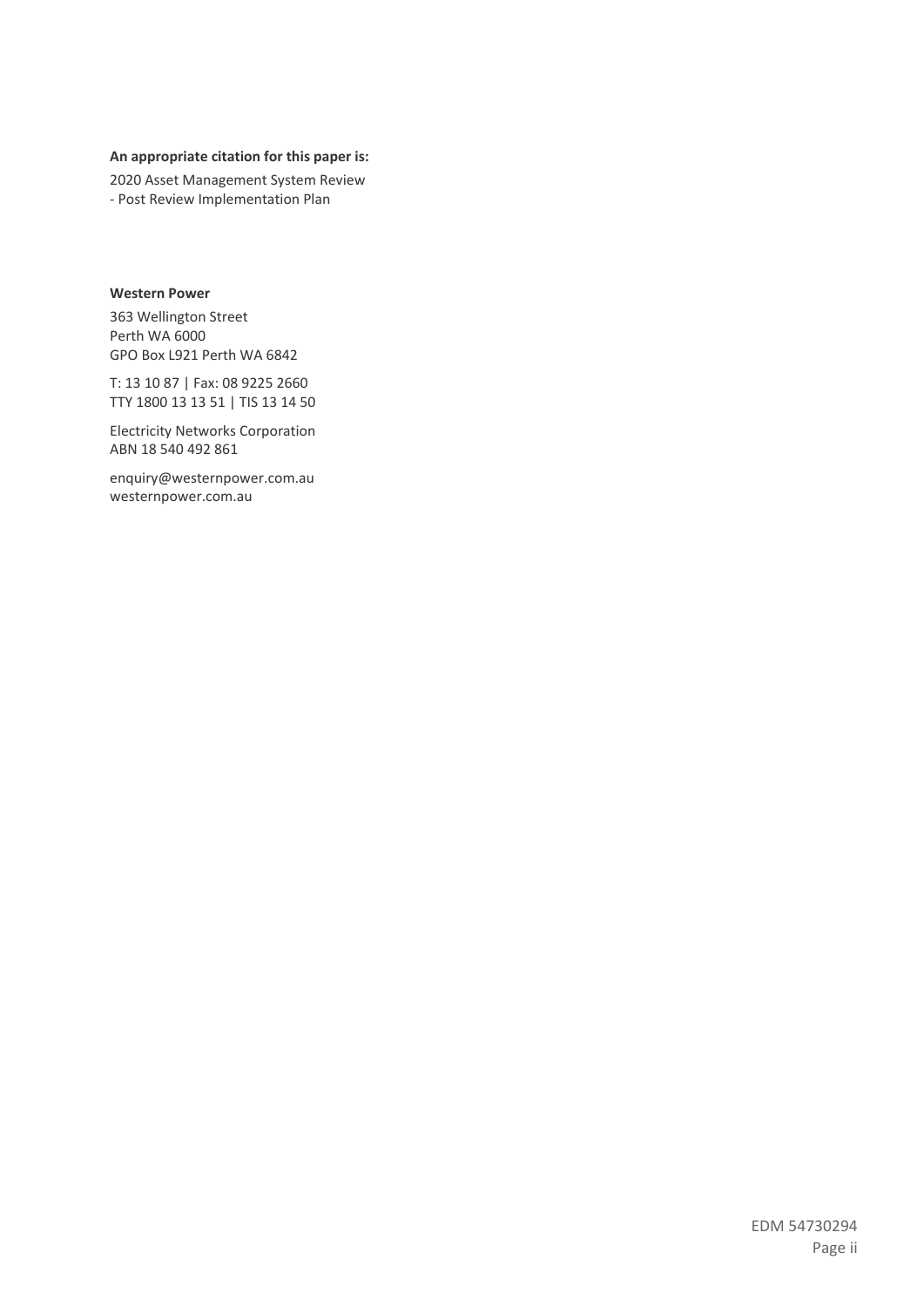**An appropriate citation for this paper is:**

2020 Asset Management System Review
- Post Review Implementation Plan

**Western Power**

363 Wellington Street
Perth WA 6000
GPO Box L921 Perth WA 6842

T: 13 10 87 | Fax: 08 9225 2660
TTY 1800 13 13 51 | TIS 13 14 50

Electricity Networks Corporation
ABN 18 540 492 861

enquiry@westernpower.com.au
westernpower.com.au

EDM 54730294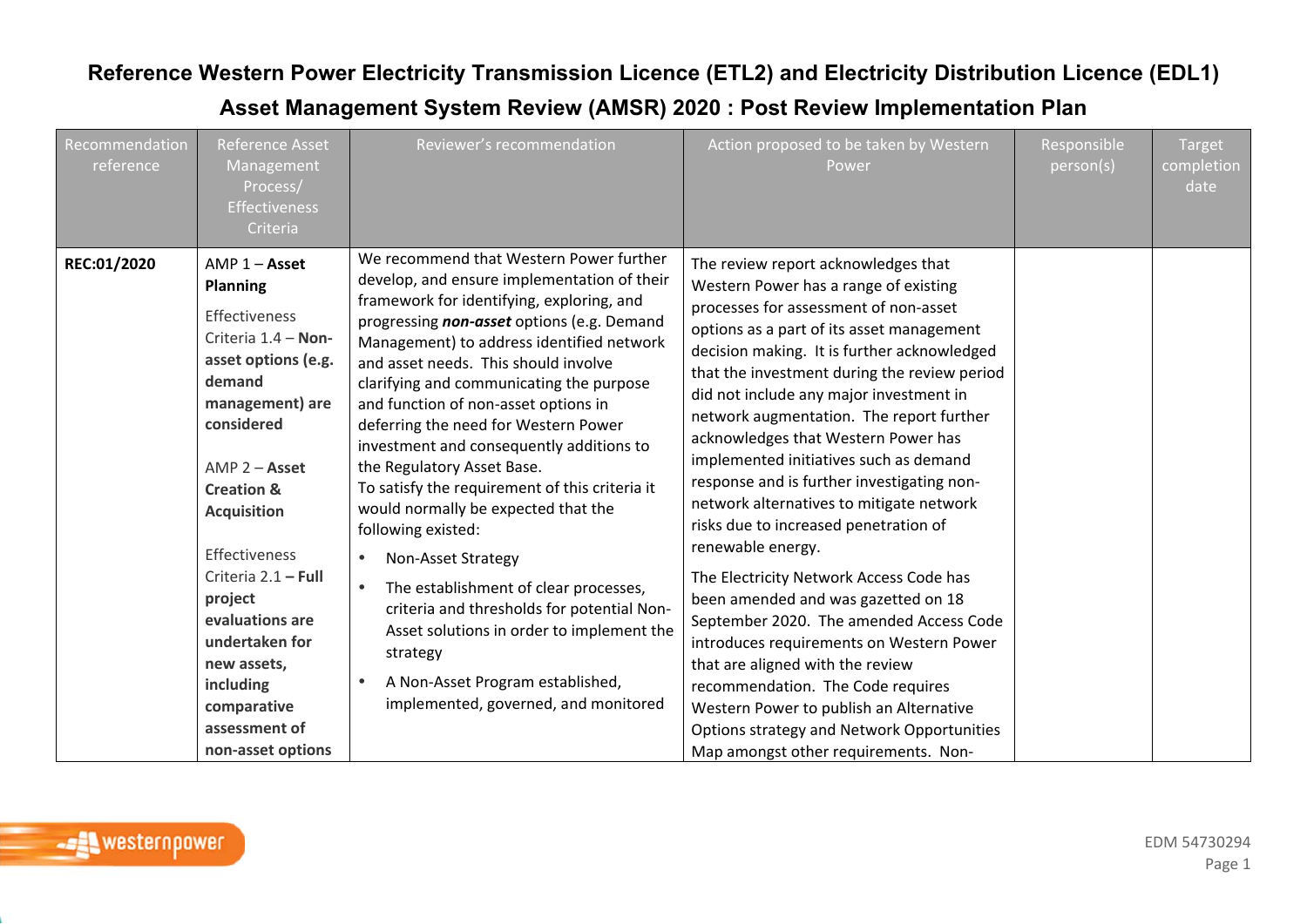**Reference Western Power Electricity Transmission Licence (ETL2) and Electricity Distribution Licence (EDL1) Asset Management System Review (AMSR) 2020 : Post Review Implementation Plan**

| Recommendation reference | Reference Asset Management Process/ Effectiveness Criteria | Reviewer's recommendation | Action proposed to be taken by Western Power | Responsible person(s) | Target completion date |
|---|---|---|---|---|---|
| **REC:01/2020** | AMP 1 – **Asset Planning**<br><br>Effectiveness Criteria 1.4 – **Non-asset options (e.g. demand management) are considered**<br><br>AMP 2 – **Asset Creation & Acquisition**<br><br>Effectiveness Criteria 2.1 – **Full project evaluations are undertaken for new assets, including comparative assessment of non-asset options** | We recommend that Western Power further develop, and ensure implementation of their framework for identifying, exploring, and progressing ***non-asset*** options (e.g. Demand Management) to address identified network and asset needs. This should involve clarifying and communicating the purpose and function of non-asset options in deferring the need for Western Power investment and consequently additions to the Regulatory Asset Base.<br>To satisfy the requirement of this criteria it would normally be expected that the following existed:<br>• Non-Asset Strategy<br>• The establishment of clear processes, criteria and thresholds for potential Non-Asset solutions in order to implement the strategy<br>• A Non-Asset Program established, implemented, governed, and monitored | The review report acknowledges that Western Power has a range of existing processes for assessment of non-asset options as a part of its asset management decision making. It is further acknowledged that the investment during the review period did not include any major investment in network augmentation. The report further acknowledges that Western Power has implemented initiatives such as demand response and is further investigating non-network alternatives to mitigate network risks due to increased penetration of renewable energy.<br><br>The Electricity Network Access Code has been amended and was gazetted on 18 September 2020. The amended Access Code introduces requirements on Western Power that are aligned with the review recommendation. The Code requires Western Power to publish an Alternative Options strategy and Network Opportunities Map amongst other requirements. Non- | | |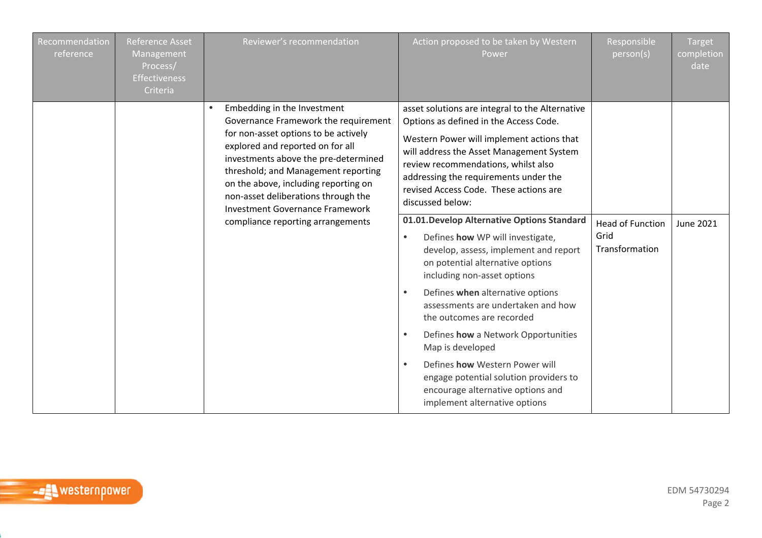| Recommendation reference | Reference Asset Management Process/ Effectiveness Criteria | Reviewer's recommendation | Action proposed to be taken by Western Power | Responsible person(s) | Target completion date |
|---|---|---|---|---|---|
| | | • Embedding in the Investment Governance Framework the requirement for non-asset options to be actively explored and reported on for all investments above the pre-determined threshold; and Management reporting on the above, including reporting on non-asset deliberations through the Investment Governance Framework compliance reporting arrangements | asset solutions are integral to the Alternative Options as defined in the Access Code.<br><br>Western Power will implement actions that will address the Asset Management System review recommendations, whilst also addressing the requirements under the revised Access Code. These actions are discussed below: | | |
| | | | **01.01.Develop Alternative Options Standard**<br>• Defines **how** WP will investigate, develop, assess, implement and report on potential alternative options including non-asset options<br>• Defines **when** alternative options assessments are undertaken and how the outcomes are recorded<br>• Defines **how** a Network Opportunities Map is developed<br>• Defines **how** Western Power will engage potential solution providers to encourage alternative options and implement alternative options | Head of Function Grid Transformation | June 2021 |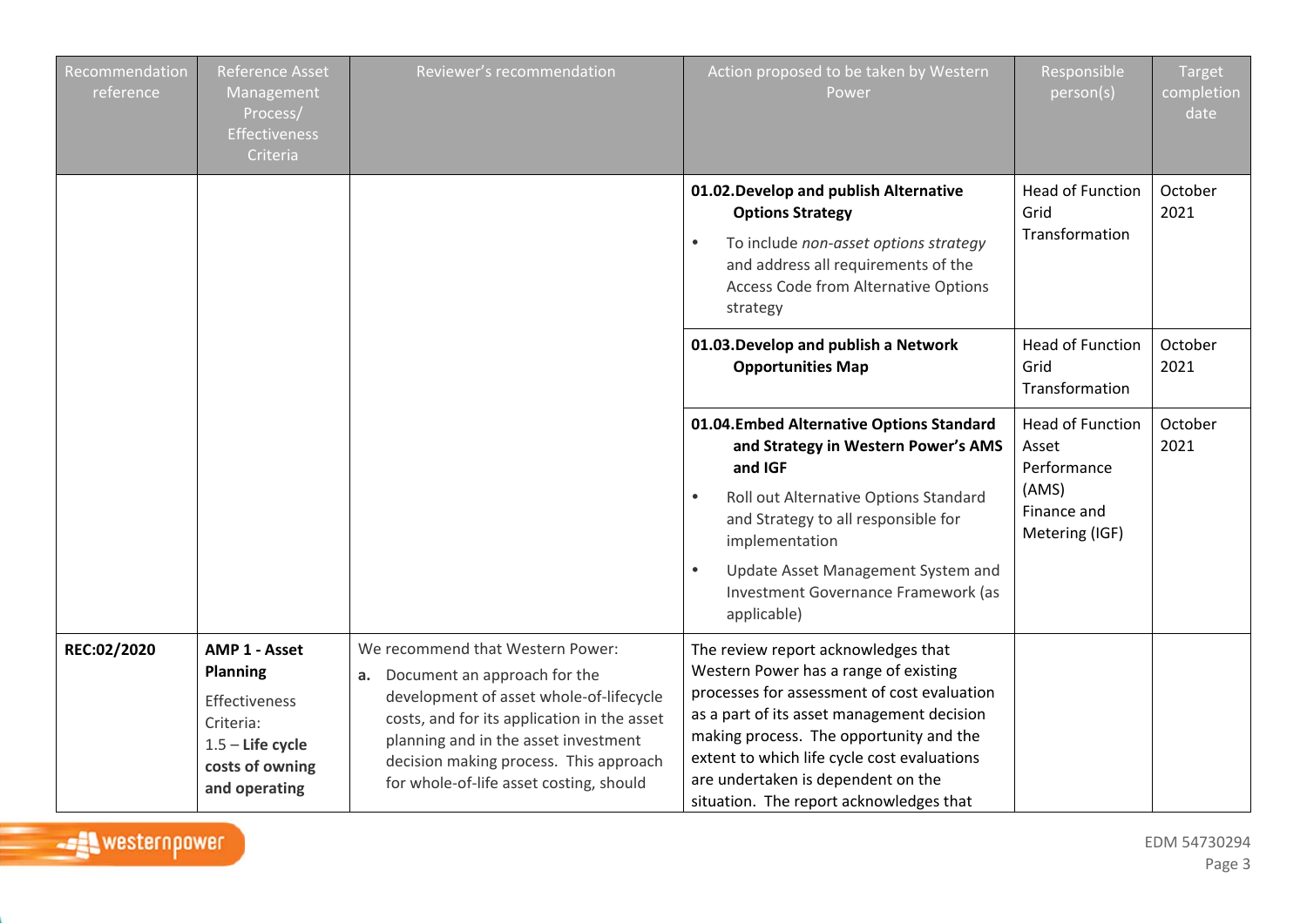| Recommendation reference | Reference Asset Management Process/ Effectiveness Criteria | Reviewer's recommendation | Action proposed to be taken by Western Power | Responsible person(s) | Target completion date |
|---|---|---|---|---|---|
| | | | **01.02.Develop and publish Alternative Options Strategy**<br>• To include *non-asset options strategy* and address all requirements of the Access Code from Alternative Options strategy | Head of Function Grid Transformation | October 2021 |
| | | | **01.03.Develop and publish a Network Opportunities Map** | Head of Function Grid Transformation | October 2021 |
| | | | **01.04.Embed Alternative Options Standard and Strategy in Western Power's AMS and IGF**<br>• Roll out Alternative Options Standard and Strategy to all responsible for implementation<br>• Update Asset Management System and Investment Governance Framework (as applicable) | Head of Function Asset Performance (AMS)<br>Finance and Metering (IGF) | October 2021 |
| **REC:02/2020** | **AMP 1 - Asset Planning**<br>Effectiveness Criteria:<br>1.5 – **Life cycle costs of owning and operating** | We recommend that Western Power:<br>**a.** Document an approach for the development of asset whole-of-lifecycle costs, and for its application in the asset planning and in the asset investment decision making process. This approach for whole-of-life asset costing, should | The review report acknowledges that Western Power has a range of existing processes for assessment of cost evaluation as a part of its asset management decision making process. The opportunity and the extent to which life cycle cost evaluations are undertaken is dependent on the situation. The report acknowledges that | | |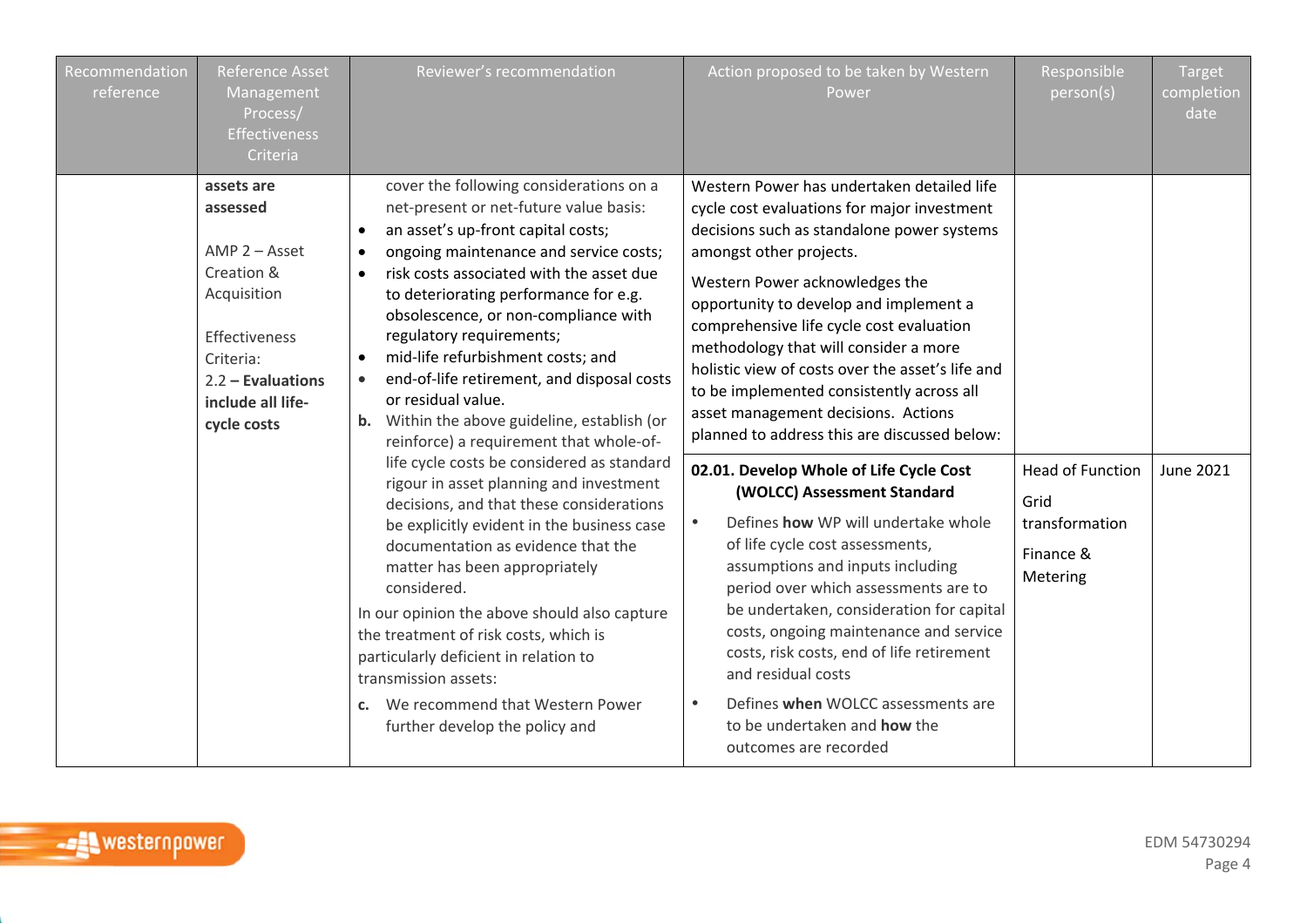| Recommendation reference | Reference Asset Management Process/ Effectiveness Criteria | Reviewer's recommendation | Action proposed to be taken by Western Power | Responsible person(s) | Target completion date |
|---|---|---|---|---|---|
| | **assets are assessed**<br><br>AMP 2 – Asset Creation & Acquisition<br><br>Effectiveness Criteria:<br>2.2 – **Evaluations include all life-cycle costs** | cover the following considerations on a net-present or net-future value basis:<br>• an asset's up-front capital costs;<br>• ongoing maintenance and service costs;<br>• risk costs associated with the asset due to deteriorating performance for e.g. obsolescence, or non-compliance with regulatory requirements;<br>• mid-life refurbishment costs; and<br>• end-of-life retirement, and disposal costs or residual value.<br>**b.** Within the above guideline, establish (or reinforce) a requirement that whole-of-life cycle costs be considered as standard rigour in asset planning and investment decisions, and that these considerations be explicitly evident in the business case documentation as evidence that the matter has been appropriately considered.<br>In our opinion the above should also capture the treatment of risk costs, which is particularly deficient in relation to transmission assets:<br>**c.** We recommend that Western Power further develop the policy and | Western Power has undertaken detailed life cycle cost evaluations for major investment decisions such as standalone power systems amongst other projects.<br>Western Power acknowledges the opportunity to develop and implement a comprehensive life cycle cost evaluation methodology that will consider a more holistic view of costs over the asset's life and to be implemented consistently across all asset management decisions. Actions planned to address this are discussed below: | | |
| | | | **02.01. Develop Whole of Life Cycle Cost (WOLCC) Assessment Standard**<br>• Defines **how** WP will undertake whole of life cycle cost assessments, assumptions and inputs including period over which assessments are to be undertaken, consideration for capital costs, ongoing maintenance and service costs, risk costs, end of life retirement and residual costs<br>• Defines **when** WOLCC assessments are to be undertaken and **how** the outcomes are recorded | Head of Function<br>Grid transformation<br>Finance & Metering | June 2021 |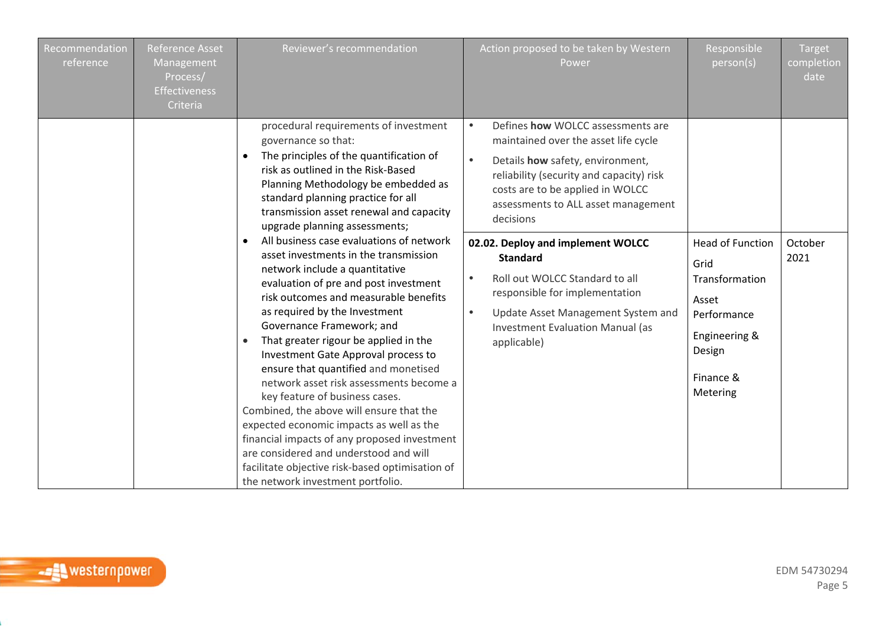| Recommendation reference | Reference Asset Management Process/ Effectiveness Criteria | Reviewer's recommendation | Action proposed to be taken by Western Power | Responsible person(s) | Target completion date |
|---|---|---|---|---|---|
| | | procedural requirements of investment governance so that:<br>• The principles of the quantification of risk as outlined in the Risk-Based Planning Methodology be embedded as standard planning practice for all transmission asset renewal and capacity upgrade planning assessments;<br>• All business case evaluations of network asset investments in the transmission network include a quantitative evaluation of pre and post investment risk outcomes and measurable benefits as required by the Investment Governance Framework; and<br>• That greater rigour be applied in the Investment Gate Approval process to ensure that quantified and monetised network asset risk assessments become a key feature of business cases.<br>Combined, the above will ensure that the expected economic impacts as well as the financial impacts of any proposed investment are considered and understood and will facilitate objective risk-based optimisation of the network investment portfolio. | • Defines **how** WOLCC assessments are maintained over the asset life cycle<br>• Details **how** safety, environment, reliability (security and capacity) risk costs are to be applied in WOLCC assessments to ALL asset management decisions | | |
| | | | **02.02. Deploy and implement WOLCC Standard**<br>• Roll out WOLCC Standard to all responsible for implementation<br>• Update Asset Management System and Investment Evaluation Manual (as applicable) | Head of Function<br>Grid Transformation<br>Asset Performance<br>Engineering & Design<br>Finance & Metering | October 2021 |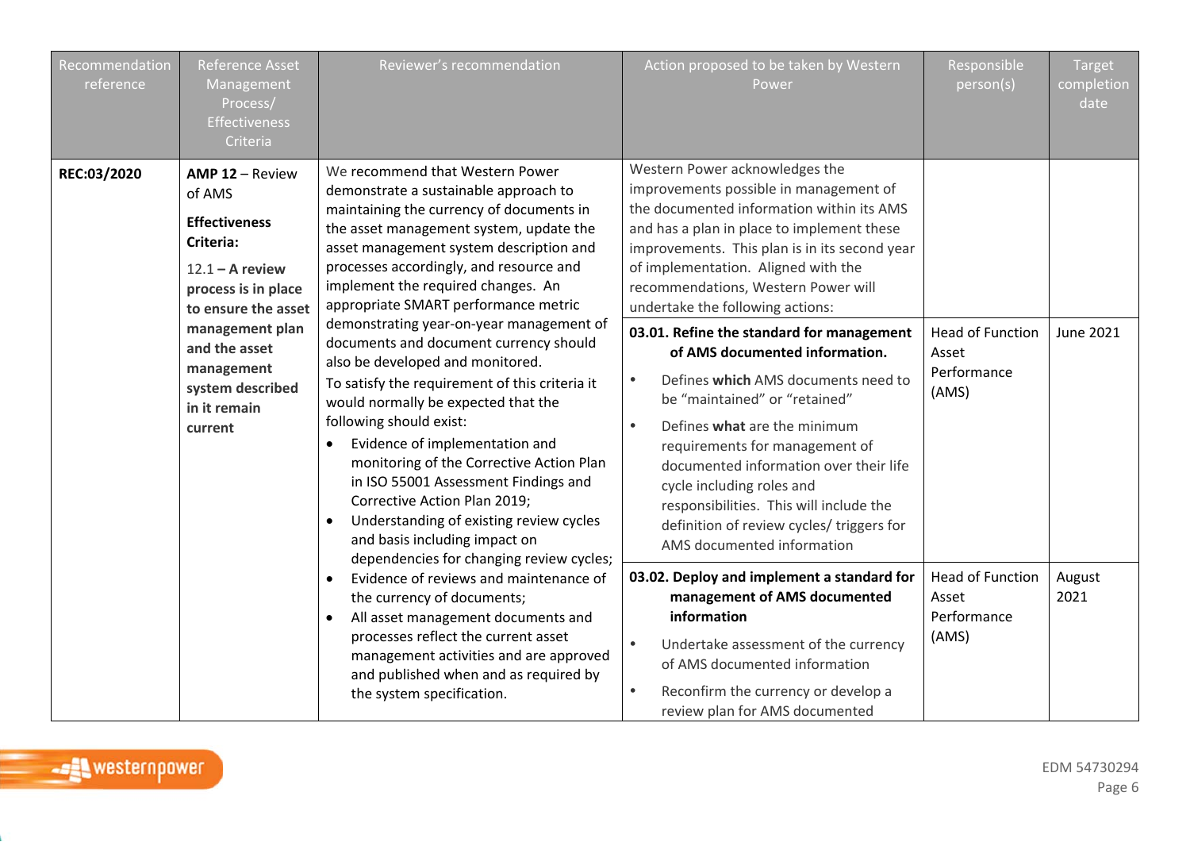| Recommendation reference | Reference Asset Management Process/ Effectiveness Criteria | Reviewer's recommendation | Action proposed to be taken by Western Power | Responsible person(s) | Target completion date |
|---|---|---|---|---|---|
| **REC:03/2020** | **AMP 12** – Review of AMS<br><br>**Effectiveness Criteria:**<br><br>12.1 – **A review process is in place to ensure the asset management plan and the asset management system described in it remain current** | We recommend that Western Power demonstrate a sustainable approach to maintaining the currency of documents in the asset management system, update the asset management system description and processes accordingly, and resource and implement the required changes. An appropriate SMART performance metric demonstrating year-on-year management of documents and document currency should also be developed and monitored.<br>To satisfy the requirement of this criteria it would normally be expected that the following should exist:<br>• Evidence of implementation and monitoring of the Corrective Action Plan in ISO 55001 Assessment Findings and Corrective Action Plan 2019;<br>• Understanding of existing review cycles and basis including impact on dependencies for changing review cycles;<br>• Evidence of reviews and maintenance of the currency of documents;<br>• All asset management documents and processes reflect the current asset management activities and are approved and published when and as required by the system specification. | Western Power acknowledges the improvements possible in management of the documented information within its AMS and has a plan in place to implement these improvements. This plan is in its second year of implementation. Aligned with the recommendations, Western Power will undertake the following actions: | | |
| | | | **03.01. Refine the standard for management of AMS documented information.**<br>• Defines **which** AMS documents need to be "maintained" or "retained"<br>• Defines **what** are the minimum requirements for management of documented information over their life cycle including roles and responsibilities. This will include the definition of review cycles/ triggers for AMS documented information | Head of Function Asset Performance (AMS) | June 2021 |
| | | | **03.02. Deploy and implement a standard for management of AMS documented information**<br>• Undertake assessment of the currency of AMS documented information<br>• Reconfirm the currency or develop a review plan for AMS documented | Head of Function Asset Performance (AMS) | August 2021 |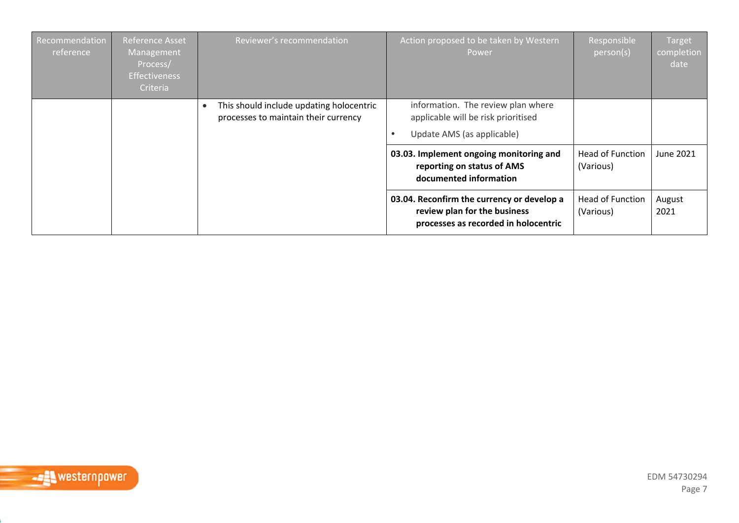| Recommendation reference | Reference Asset Management Process/ Effectiveness Criteria | Reviewer's recommendation | Action proposed to be taken by Western Power | Responsible person(s) | Target completion date |
|---|---|---|---|---|---|
| | | • This should include updating holocentric processes to maintain their currency | information. The review plan where applicable will be risk prioritised<br>• Update AMS (as applicable) | | |
| | | | **03.03. Implement ongoing monitoring and reporting on status of AMS documented information** | Head of Function (Various) | June 2021 |
| | | | **03.04. Reconfirm the currency or develop a review plan for the business processes as recorded in holocentric** | Head of Function (Various) | August 2021 |

EDM 54730294